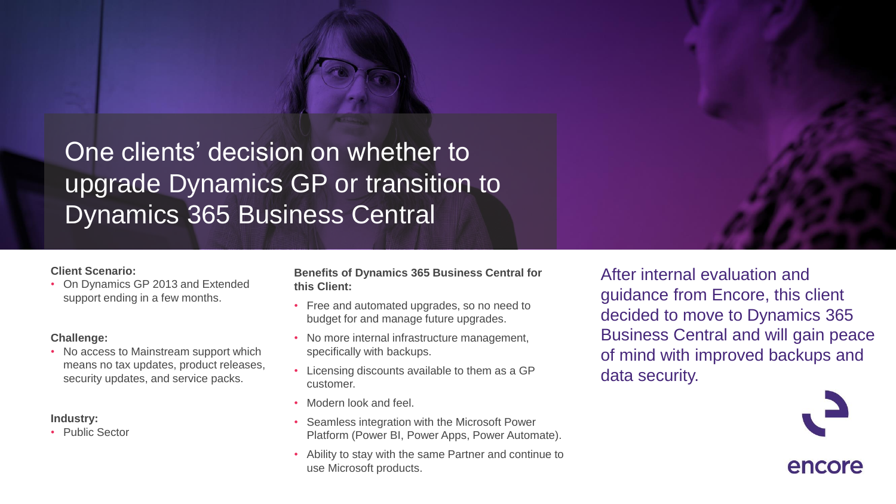# One clients' decision on whether to upgrade Dynamics GP or transition to Dynamics 365 Business Central

**Client Scenario:**

- On Dynamics GP 2013 and Extended support ending in a few months.

**Challenge:**

- No access to Mainstream support which means no tax updates, product releases, security updates, and service packs.

**Industry:**

- Public Sector

**Benefits of Dynamics 365 Business Central for this Client:**

- Free and automated upgrades, so no need to budget for and manage future upgrades.
- No more internal infrastructure management, specifically with backups.
- Licensing discounts available to them as a GP customer.
- Modern look and feel.
- Seamless integration with the Microsoft Power Platform (Power BI, Power Apps, Power Automate).
- Ability to stay with the same Partner and continue to use Microsoft products.

After internal evaluation and guidance from Encore, this client decided to move to Dynamics 365 Business Central and will gain peace of mind with improved backups and data security.

encore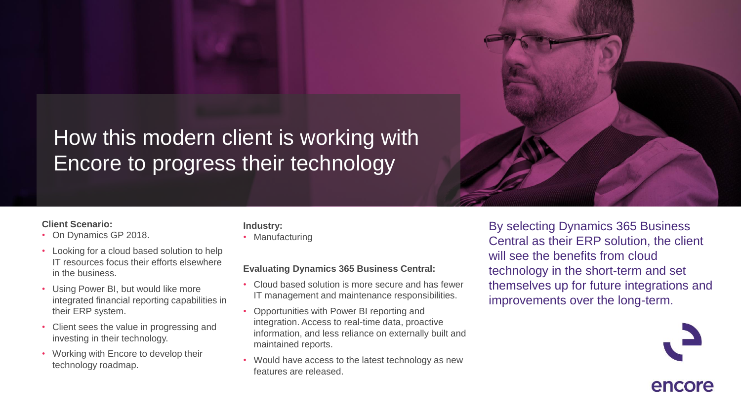# How this modern client is working with Encore to progress their technology

**Client Scenario:**

- On Dynamics GP 2018.
- Looking for a cloud based solution to help IT resources focus their efforts elsewhere in the business.
- Using Power BI, but would like more integrated financial reporting capabilities in their ERP system.
- Client sees the value in progressing and investing in their technology.
- Working with Encore to develop their technology roadmap.

**Industry:**

- Manufacturing

**Evaluating Dynamics 365 Business Central:**

- Cloud based solution is more secure and has fewer IT management and maintenance responsibilities.
- Opportunities with Power BI reporting and integration. Access to real-time data, proactive information, and less reliance on externally built and maintained reports.
- Would have access to the latest technology as new features are released.

By selecting Dynamics 365 Business Central as their ERP solution, the client will see the benefits from cloud technology in the short-term and set themselves up for future integrations and improvements over the long-term.

encore